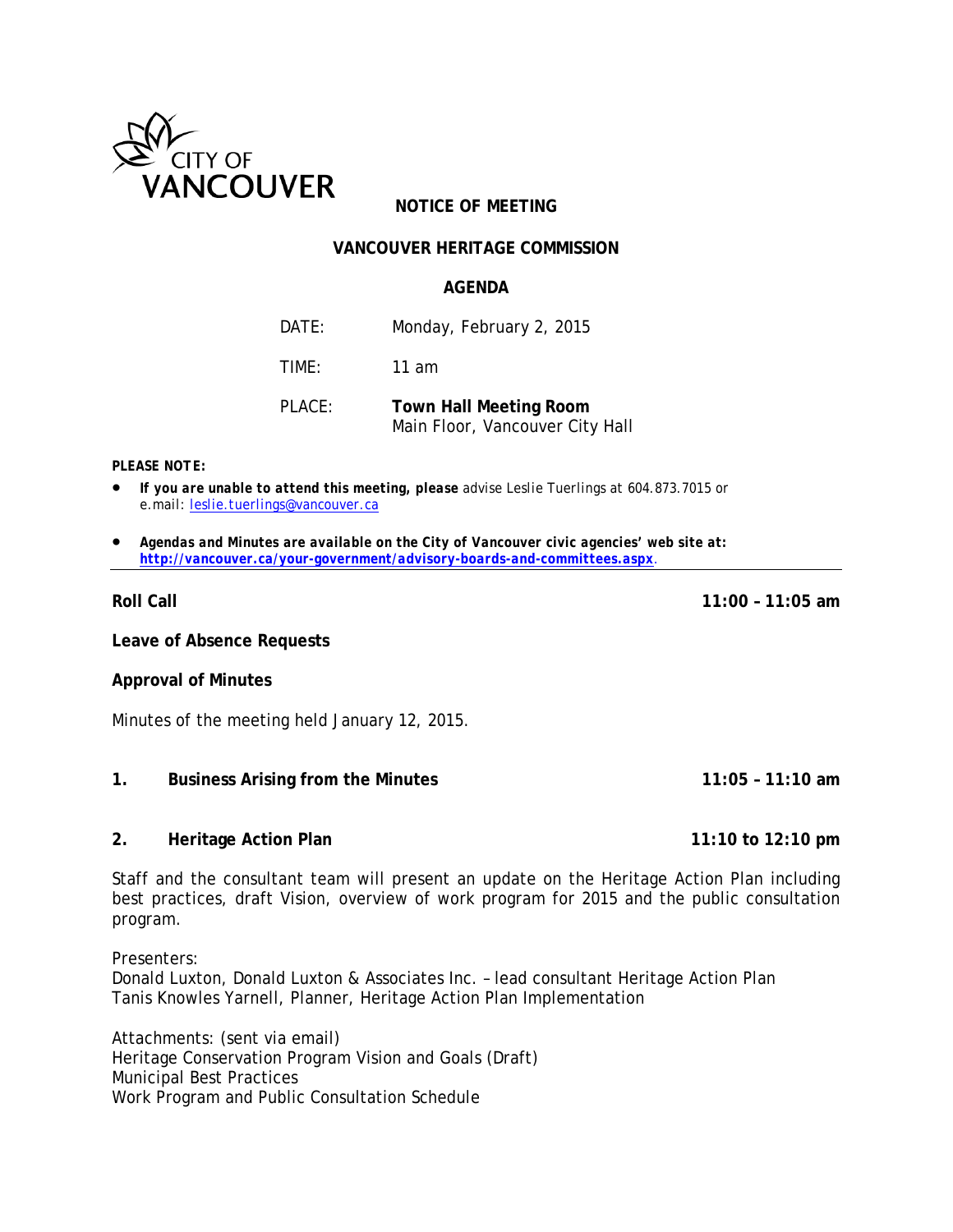CITY OF VANCOUVER

# NOTICE OF MEETING

## VANCOUVER HERITAGE COMMISSION

### AGENDA

DATE: Monday, February 2, 2015

TIME: 11 am

PLACE: **Town Hall Meeting Room**
Main Floor, Vancouver City Hall

***PLEASE NOTE:***

- ***If you are unable to attend this meeting, please*** *advise Leslie Tuerlings at 604.873.7015 or e.mail: leslie.tuerlings@vancouver.ca*
- ***Agendas and Minutes are available on the City of Vancouver civic agencies' web site at: http://vancouver.ca/your-government/advisory-boards-and-committees.aspx***.

---

**Roll Call** **11:00 – 11:05 am**

**Leave of Absence Requests**

**Approval of Minutes**

Minutes of the meeting held January 12, 2015.

**1. Business Arising from the Minutes** **11:05 – 11:10 am**

**2. Heritage Action Plan** **11:10 to 12:10 pm**

Staff and the consultant team will present an update on the Heritage Action Plan including best practices, draft Vision, overview of work program for 2015 and the public consultation program.

Presenters:
Donald Luxton, Donald Luxton & Associates Inc. – lead consultant Heritage Action Plan
Tanis Knowles Yarnell, Planner, Heritage Action Plan Implementation

Attachments: (sent via email)
Heritage Conservation Program Vision and Goals (Draft)
Municipal Best Practices
Work Program and Public Consultation Schedule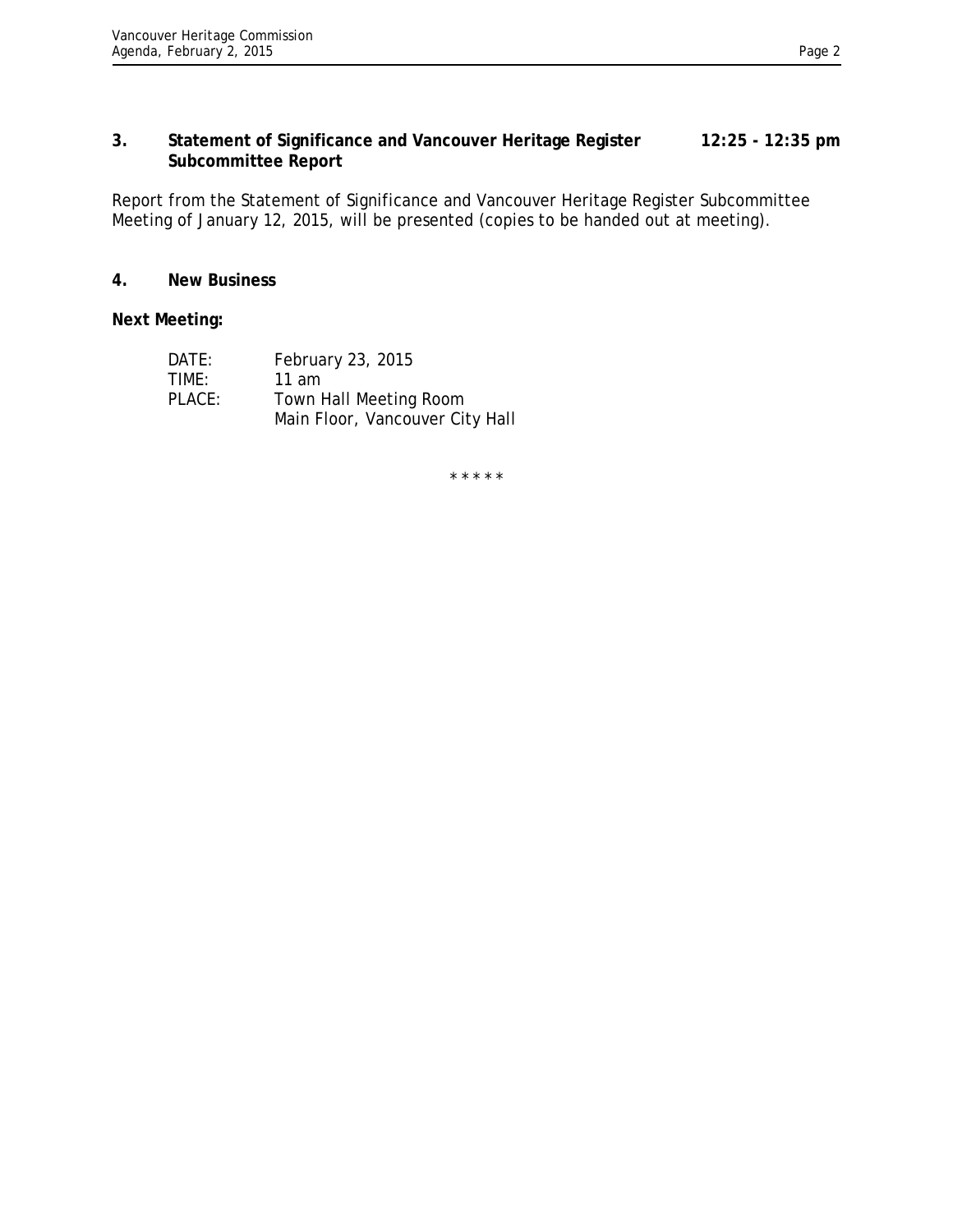**3. Statement of Significance and Vancouver Heritage Register Subcommittee Report** **12:25 - 12:35 pm**

Report from the Statement of Significance and Vancouver Heritage Register Subcommittee Meeting of January 12, 2015, will be presented (copies to be handed out at meeting).

**4. New Business**

**Next Meeting:**

| | |
|---|---|
| DATE: | February 23, 2015 |
| TIME: | 11 am |
| PLACE: | Town Hall Meeting Room<br>Main Floor, Vancouver City Hall |

\* \* \* \* \*